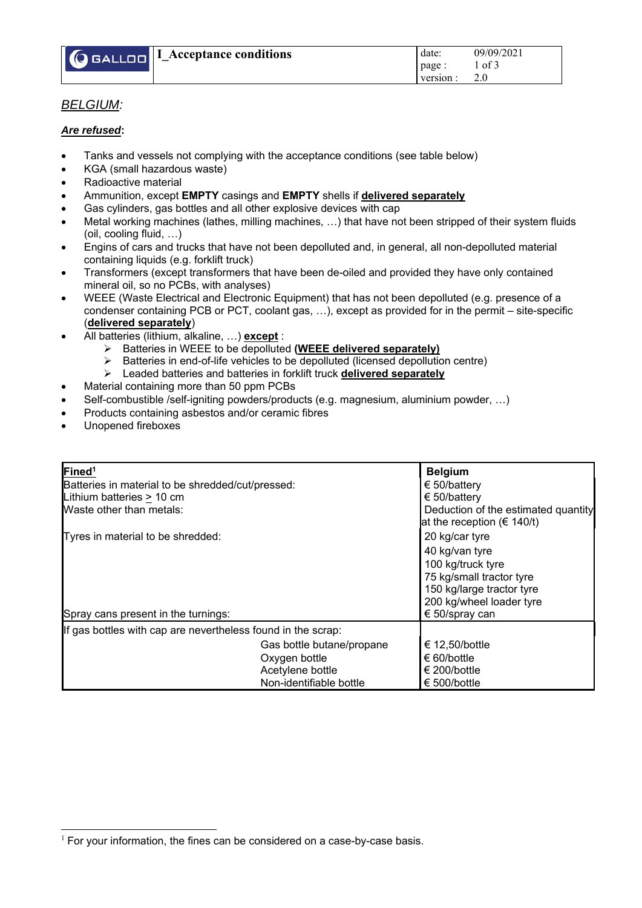*<u>BELGIUM</u>:*

***<u>Are refused</u>*:**

- Tanks and vessels not complying with the acceptance conditions (see table below)
- KGA (small hazardous waste)
- Radioactive material
- Ammunition, except **EMPTY** casings and **EMPTY** shells if **<u>delivered separately</u>**
- Gas cylinders, gas bottles and all other explosive devices with cap
- Metal working machines (lathes, milling machines, …) that have not been stripped of their system fluids (oil, cooling fluid, …)
- Engins of cars and trucks that have not been depolluted and, in general, all non-depolluted material containing liquids (e.g. forklift truck)
- Transformers (except transformers that have been de-oiled and provided they have only contained mineral oil, so no PCBs, with analyses)
- WEEE (Waste Electrical and Electronic Equipment) that has not been depolluted (e.g. presence of a condenser containing PCB or PCT, coolant gas, …), except as provided for in the permit – site-specific (**<u>delivered separately</u>**)
- All batteries (lithium, alkaline, …) **<u>except</u>** :
  - Batteries in WEEE to be depolluted **<u>(WEEE delivered separately)</u>**
  - Batteries in end-of-life vehicles to be depolluted (licensed depollution centre)
  - Leaded batteries and batteries in forklift truck **<u>delivered separately</u>**
- Material containing more than 50 ppm PCBs
- Self-combustible /self-igniting powders/products (e.g. magnesium, aluminium powder, …)
- Products containing asbestos and/or ceramic fibres
- Unopened fireboxes

| **<u>Fined</u>**[1] | | **Belgium** |
|---|---|---|
| Batteries in material to be shredded/cut/pressed: | | € 50/battery |
| Lithium batteries $\geq$ 10 cm | | € 50/battery |
| Waste other than metals: | | Deduction of the estimated quantity at the reception (€ 140/t) |
| Tyres in material to be shredded: | | 20 kg/car tyre |
| | | 40 kg/van tyre |
| | | 100 kg/truck tyre |
| | | 75 kg/small tractor tyre |
| | | 150 kg/large tractor tyre |
| | | 200 kg/wheel loader tyre |
| Spray cans present in the turnings: | | € 50/spray can |
| If gas bottles with cap are nevertheless found in the scrap: | | |
| | Gas bottle butane/propane | € 12,50/bottle |
| | Oxygen bottle | € 60/bottle |
| | Acetylene bottle | € 200/bottle |
| | Non-identifiable bottle | € 500/bottle |

[1] For your information, the fines can be considered on a case-by-case basis.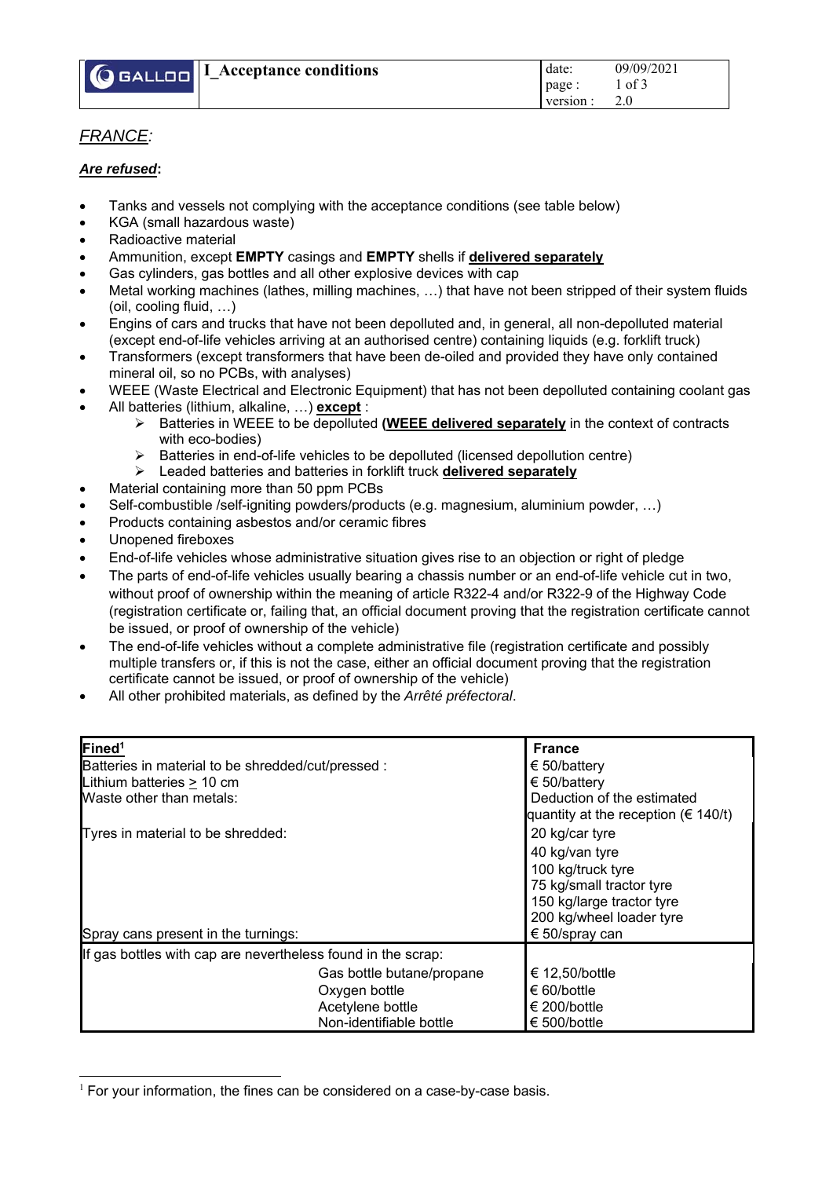## *FRANCE:*

***Are refused*:**

- Tanks and vessels not complying with the acceptance conditions (see table below)
- KGA (small hazardous waste)
- Radioactive material
- Ammunition, except **EMPTY** casings and **EMPTY** shells if **delivered separately**
- Gas cylinders, gas bottles and all other explosive devices with cap
- Metal working machines (lathes, milling machines, …) that have not been stripped of their system fluids (oil, cooling fluid, …)
- Engins of cars and trucks that have not been depolluted and, in general, all non-depolluted material (except end-of-life vehicles arriving at an authorised centre) containing liquids (e.g. forklift truck)
- Transformers (except transformers that have been de-oiled and provided they have only contained mineral oil, so no PCBs, with analyses)
- WEEE (Waste Electrical and Electronic Equipment) that has not been depolluted containing coolant gas
- All batteries (lithium, alkaline, …) **except** :
  - Batteries in WEEE to be depolluted **(WEEE delivered separately** in the context of contracts with eco-bodies)
  - Batteries in end-of-life vehicles to be depolluted (licensed depollution centre)
  - Leaded batteries and batteries in forklift truck **delivered separately**
- Material containing more than 50 ppm PCBs
- Self-combustible /self-igniting powders/products (e.g. magnesium, aluminium powder, …)
- Products containing asbestos and/or ceramic fibres
- Unopened fireboxes
- End-of-life vehicles whose administrative situation gives rise to an objection or right of pledge
- The parts of end-of-life vehicles usually bearing a chassis number or an end-of-life vehicle cut in two, without proof of ownership within the meaning of article R322-4 and/or R322-9 of the Highway Code (registration certificate or, failing that, an official document proving that the registration certificate cannot be issued, or proof of ownership of the vehicle)
- The end-of-life vehicles without a complete administrative file (registration certificate and possibly multiple transfers or, if this is not the case, either an official document proving that the registration certificate cannot be issued, or proof of ownership of the vehicle)
- All other prohibited materials, as defined by the *Arrêté préfectoral*.

| **Fined**[1] | | **France** |
|---|---|---|
| Batteries in material to be shredded/cut/pressed : | | € 50/battery |
| Lithium batteries ≥ 10 cm | | € 50/battery |
| Waste other than metals: | | Deduction of the estimated quantity at the reception (€ 140/t) |
| Tyres in material to be shredded: | | 20 kg/car tyre |
| | | 40 kg/van tyre |
| | | 100 kg/truck tyre |
| | | 75 kg/small tractor tyre |
| | | 150 kg/large tractor tyre |
| | | 200 kg/wheel loader tyre |
| Spray cans present in the turnings: | | € 50/spray can |
| If gas bottles with cap are nevertheless found in the scrap: | | |
| | Gas bottle butane/propane | € 12,50/bottle |
| | Oxygen bottle | € 60/bottle |
| | Acetylene bottle | € 200/bottle |
| | Non-identifiable bottle | € 500/bottle |

[1] For your information, the fines can be considered on a case-by-case basis.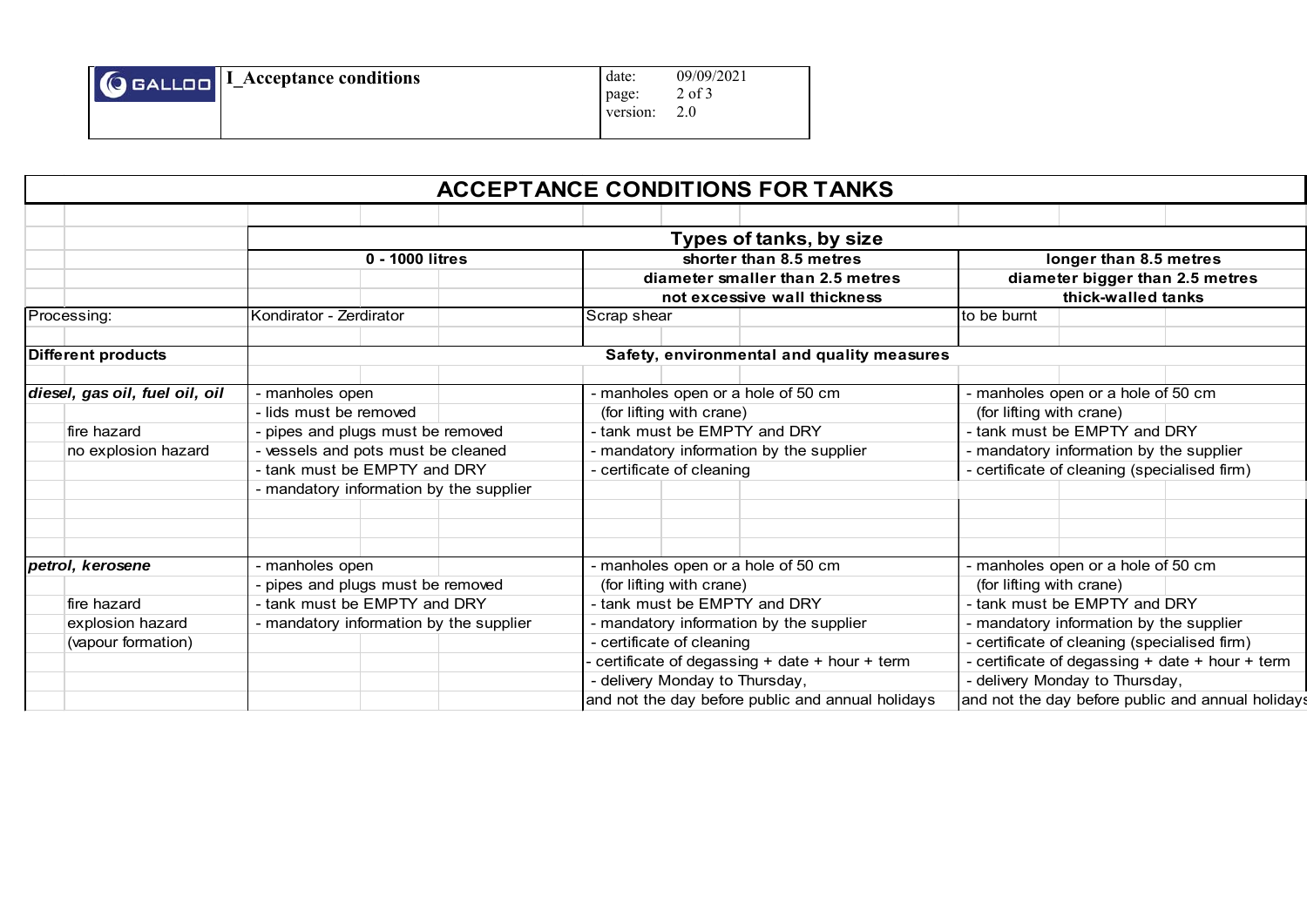| GALLOO | I_Acceptance conditions | date: 09/09/2021<br>version: 2.0 |
|---|---|---|

# ACCEPTANCE CONDITIONS FOR TANKS

| | Types of tanks, by size | | |
|---|---|---|---|
| | **0 - 1000 litres** | **shorter than 8.5 metres**<br>**diameter smaller than 2.5 metres**<br>**not excessive wall thickness** | **longer than 8.5 metres**<br>**diameter bigger than 2.5 metres**<br>**thick-walled tanks** |
| Processing: | Kondirator - Zerdirator | Scrap shear | to be burnt |
| **Different products** | **Safety, environmental and quality measures** | | |
| ***diesel, gas oil, fuel oil, oil***<br>fire hazard<br>no explosion hazard | - manholes open<br>- lids must be removed<br>- pipes and plugs must be removed<br>- vessels and pots must be cleaned<br>- tank must be EMPTY and DRY<br>- mandatory information by the supplier | - manholes open or a hole of 50 cm (for lifting with crane)<br>- tank must be EMPTY and DRY<br>- mandatory information by the supplier<br>- certificate of cleaning | - manholes open or a hole of 50 cm (for lifting with crane)<br>- tank must be EMPTY and DRY<br>- mandatory information by the supplier<br>- certificate of cleaning (specialised firm) |
| ***petrol, kerosene***<br>fire hazard<br>explosion hazard<br>(vapour formation) | - manholes open<br>- pipes and plugs must be removed<br>- tank must be EMPTY and DRY<br>- mandatory information by the supplier | - manholes open or a hole of 50 cm (for lifting with crane)<br>- tank must be EMPTY and DRY<br>- mandatory information by the supplier<br>- certificate of cleaning<br>- certificate of degassing + date + hour + term<br>- delivery Monday to Thursday, and not the day before public and annual holidays | - manholes open or a hole of 50 cm (for lifting with crane)<br>- tank must be EMPTY and DRY<br>- mandatory information by the supplier<br>- certificate of cleaning (specialised firm)<br>- certificate of degassing + date + hour + term<br>- delivery Monday to Thursday, and not the day before public and annual holidays |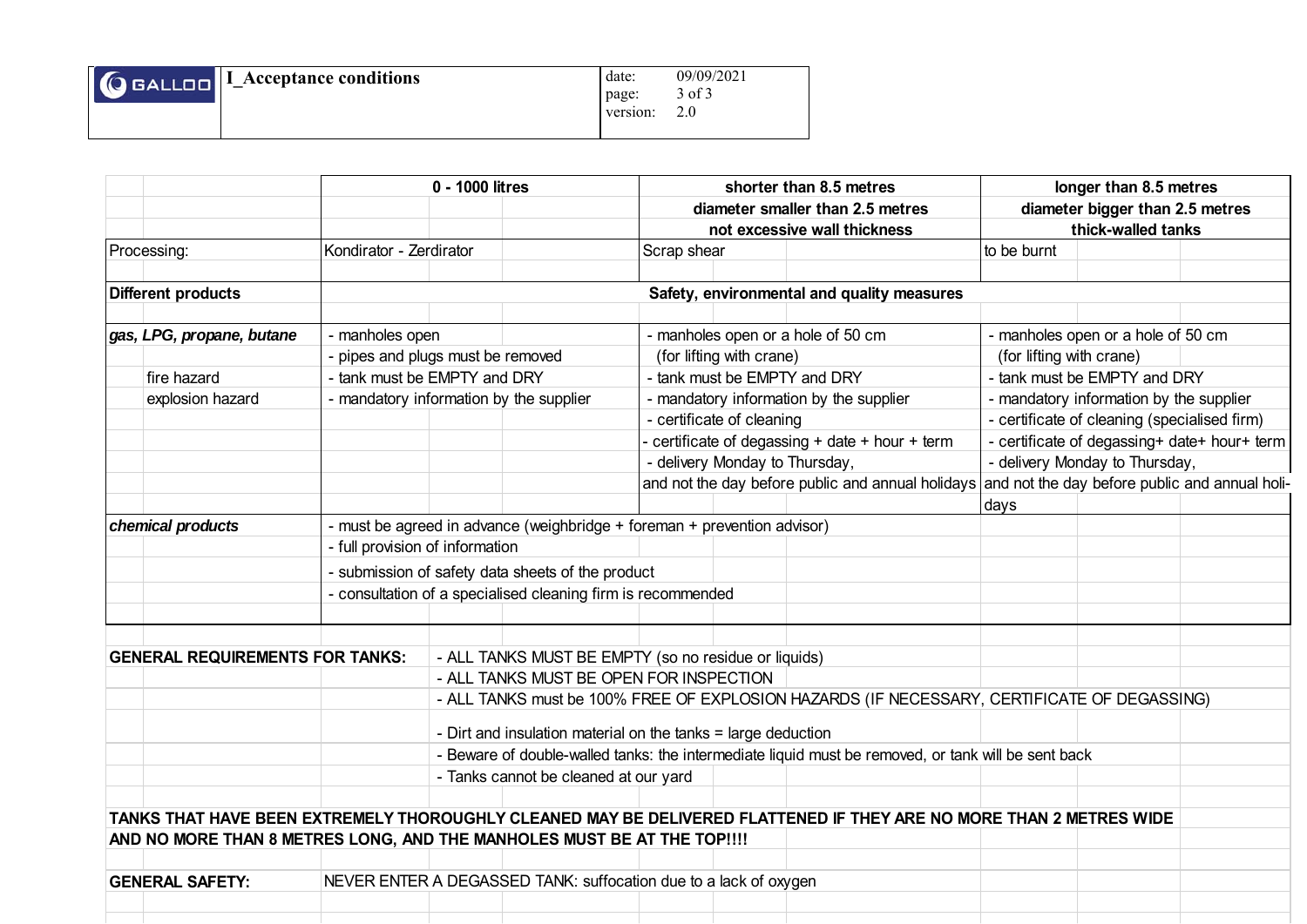| | 0 - 1000 litres | shorter than 8.5 metres<br>diameter smaller than 2.5 metres<br>not excessive wall thickness | longer than 8.5 metres<br>diameter bigger than 2.5 metres<br>thick-walled tanks |
|---|---|---|---|
| Processing: | Kondirator - Zerdirator | Scrap shear | to be burnt |
| **Different products** | **Safety, environmental and quality measures** | | |
| ***gas, LPG, propane, butane***<br>fire hazard<br>explosion hazard | - manholes open<br>- pipes and plugs must be removed<br>- tank must be EMPTY and DRY<br>- mandatory information by the supplier | - manholes open or a hole of 50 cm (for lifting with crane)<br>- tank must be EMPTY and DRY<br>- mandatory information by the supplier<br>- certificate of cleaning<br>- certificate of degassing + date + hour + term<br>- delivery Monday to Thursday, and not the day before public and annual holidays | - manholes open or a hole of 50 cm (for lifting with crane)<br>- tank must be EMPTY and DRY<br>- mandatory information by the supplier<br>- certificate of cleaning (specialised firm)<br>- certificate of degassing+ date+ hour+ term<br>- delivery Monday to Thursday, and not the day before public and annual holidays |
| ***chemical products*** | - must be agreed in advance (weighbridge + foreman + prevention advisor)<br>- full provision of information<br>- submission of safety data sheets of the product<br>- consultation of a specialised cleaning firm is recommended | | |

**GENERAL REQUIREMENTS FOR TANKS:**

- ALL TANKS MUST BE EMPTY (so no residue or liquids)
- ALL TANKS MUST BE OPEN FOR INSPECTION
- ALL TANKS must be 100% FREE OF EXPLOSION HAZARDS (IF NECESSARY, CERTIFICATE OF DEGASSING)
- Dirt and insulation material on the tanks = large deduction
- Beware of double-walled tanks: the intermediate liquid must be removed, or tank will be sent back
- Tanks cannot be cleaned at our yard

**TANKS THAT HAVE BEEN EXTREMELY THOROUGHLY CLEANED MAY BE DELIVERED FLATTENED IF THEY ARE NO MORE THAN 2 METRES WIDE AND NO MORE THAN 8 METRES LONG, AND THE MANHOLES MUST BE AT THE TOP!!!!**

**GENERAL SAFETY:** NEVER ENTER A DEGASSED TANK: suffocation due to a lack of oxygen